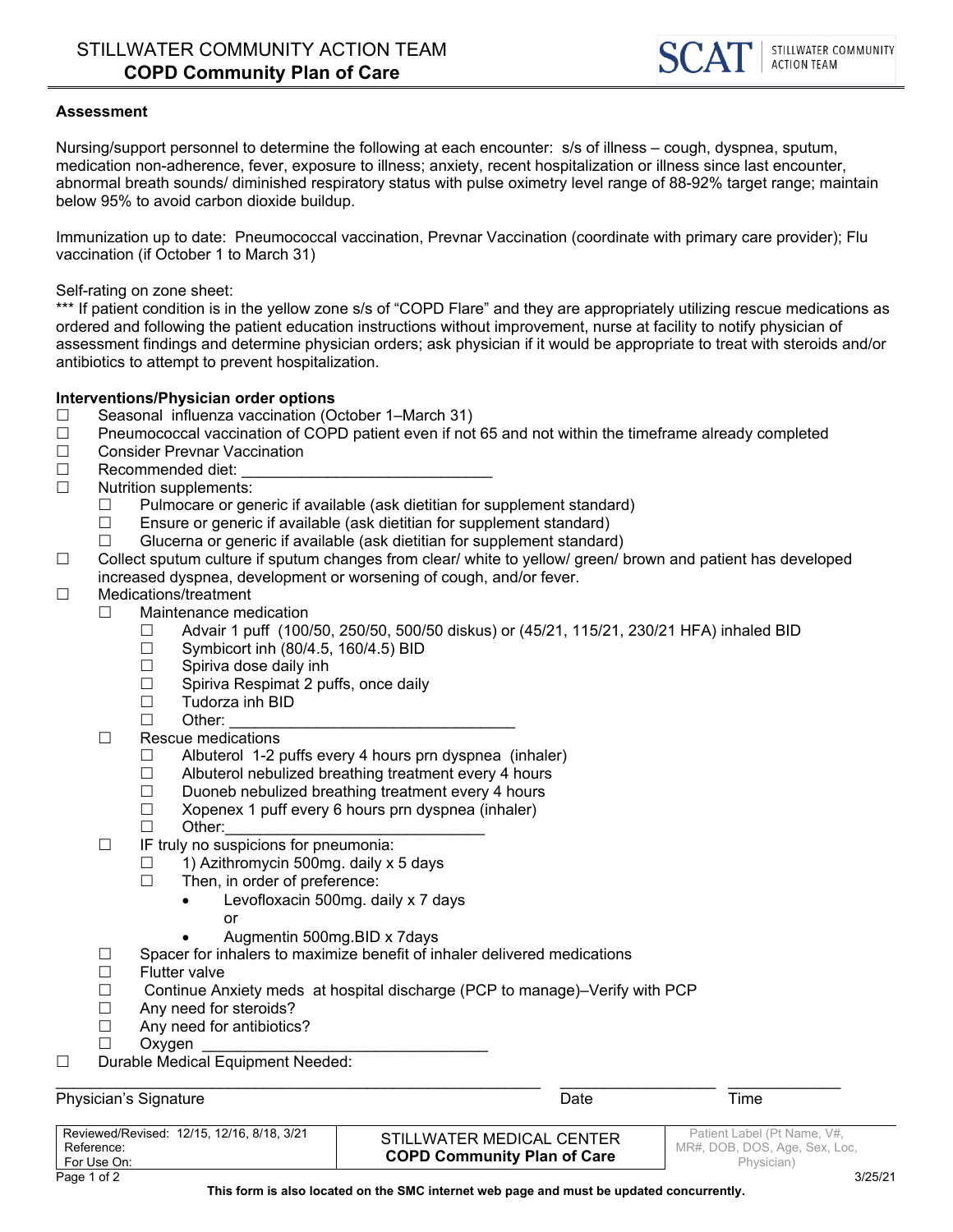# STILLWATER COMMUNITY ACTION TEAM
## COPD Community Plan of Care

SCAT | STILLWATER COMMUNITY ACTION TEAM

**Assessment**

Nursing/support personnel to determine the following at each encounter: s/s of illness – cough, dyspnea, sputum, medication non-adherence, fever, exposure to illness; anxiety, recent hospitalization or illness since last encounter, abnormal breath sounds/ diminished respiratory status with pulse oximetry level range of 88-92% target range; maintain below 95% to avoid carbon dioxide buildup.

Immunization up to date: Pneumococcal vaccination, Prevnar Vaccination (coordinate with primary care provider); Flu vaccination (if October 1 to March 31)

Self-rating on zone sheet:
*** If patient condition is in the yellow zone s/s of "COPD Flare" and they are appropriately utilizing rescue medications as ordered and following the patient education instructions without improvement, nurse at facility to notify physician of assessment findings and determine physician orders; ask physician if it would be appropriate to treat with steroids and/or antibiotics to attempt to prevent hospitalization.

**Interventions/Physician order options**

- ☐ Seasonal influenza vaccination (October 1–March 31)
- ☐ Pneumococcal vaccination of COPD patient even if not 65 and not within the timeframe already completed
- ☐ Consider Prevnar Vaccination
- ☐ Recommended diet: ______________________________
- ☐ Nutrition supplements:
  - ☐ Pulmocare or generic if available (ask dietitian for supplement standard)
  - ☐ Ensure or generic if available (ask dietitian for supplement standard)
  - ☐ Glucerna or generic if available (ask dietitian for supplement standard)
- ☐ Collect sputum culture if sputum changes from clear/ white to yellow/ green/ brown and patient has developed increased dyspnea, development or worsening of cough, and/or fever.
- ☐ Medications/treatment
  - ☐ Maintenance medication
    - ☐ Advair 1 puff (100/50, 250/50, 500/50 diskus) or (45/21, 115/21, 230/21 HFA) inhaled BID
    - ☐ Symbicort inh (80/4.5, 160/4.5) BID
    - ☐ Spiriva dose daily inh
    - ☐ Spiriva Respimat 2 puffs, once daily
    - ☐ Tudorza inh BID
    - ☐ Other: __________________________________
  - ☐ Rescue medications
    - ☐ Albuterol 1-2 puffs every 4 hours prn dyspnea (inhaler)
    - ☐ Albuterol nebulized breathing treatment every 4 hours
    - ☐ Duoneb nebulized breathing treatment every 4 hours
    - ☐ Xopenex 1 puff every 6 hours prn dyspnea (inhaler)
    - ☐ Other:______________________________
  - ☐ IF truly no suspicions for pneumonia:
    - ☐ 1) Azithromycin 500mg. daily x 5 days
    - ☐ Then, in order of preference:
      - Levofloxacin 500mg. daily x 7 days

        or
      - Augmentin 500mg.BID x 7days
  - ☐ Spacer for inhalers to maximize benefit of inhaler delivered medications
  - ☐ Flutter valve
  - ☐ Continue Anxiety meds at hospital discharge (PCP to manage)–Verify with PCP
  - ☐ Any need for steroids?
  - ☐ Any need for antibiotics?
  - ☐ Oxygen _________________________________
- ☐ Durable Medical Equipment Needed:

_________________________________________________________ __________________ _____________
Physician's Signature  Date  Time

| Reviewed/Revised: 12/15, 12/16, 8/18, 3/21<br>Reference:<br>For Use On: | STILLWATER MEDICAL CENTER<br>**COPD Community Plan of Care** | Patient Label (Pt Name, V#, MR#, DOB, DOS, Age, Sex, Loc, Physician) |
|---|---|---|

3/25/21

**This form is also located on the SMC internet web page and must be updated concurrently.**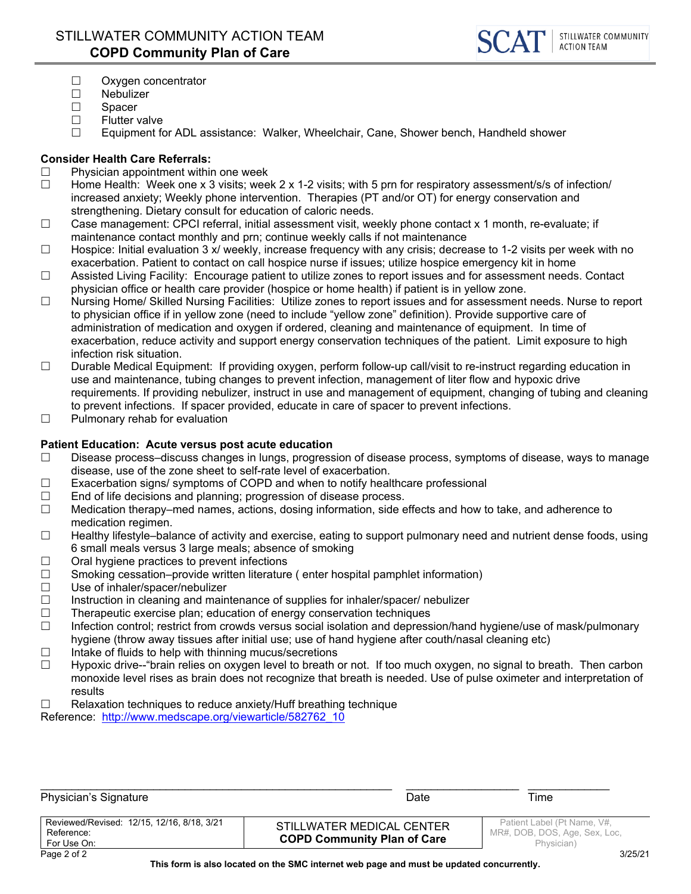- ☐ Oxygen concentrator
- ☐ Nebulizer
- ☐ Spacer
- ☐ Flutter valve
- ☐ Equipment for ADL assistance: Walker, Wheelchair, Cane, Shower bench, Handheld shower

**Consider Health Care Referrals:**

- ☐ Physician appointment within one week
- ☐ Home Health: Week one x 3 visits; week 2 x 1-2 visits; with 5 prn for respiratory assessment/s/s of infection/ increased anxiety; Weekly phone intervention. Therapies (PT and/or OT) for energy conservation and strengthening. Dietary consult for education of caloric needs.
- ☐ Case management: CPCI referral, initial assessment visit, weekly phone contact x 1 month, re-evaluate; if maintenance contact monthly and prn; continue weekly calls if not maintenance
- ☐ Hospice: Initial evaluation 3 x/ weekly, increase frequency with any crisis; decrease to 1-2 visits per week with no exacerbation. Patient to contact on call hospice nurse if issues; utilize hospice emergency kit in home
- ☐ Assisted Living Facility: Encourage patient to utilize zones to report issues and for assessment needs. Contact physician office or health care provider (hospice or home health) if patient is in yellow zone.
- ☐ Nursing Home/ Skilled Nursing Facilities: Utilize zones to report issues and for assessment needs. Nurse to report to physician office if in yellow zone (need to include "yellow zone" definition). Provide supportive care of administration of medication and oxygen if ordered, cleaning and maintenance of equipment. In time of exacerbation, reduce activity and support energy conservation techniques of the patient. Limit exposure to high infection risk situation.
- ☐ Durable Medical Equipment: If providing oxygen, perform follow-up call/visit to re-instruct regarding education in use and maintenance, tubing changes to prevent infection, management of liter flow and hypoxic drive requirements. If providing nebulizer, instruct in use and management of equipment, changing of tubing and cleaning to prevent infections. If spacer provided, educate in care of spacer to prevent infections.
- ☐ Pulmonary rehab for evaluation

**Patient Education: Acute versus post acute education**

- ☐ Disease process–discuss changes in lungs, progression of disease process, symptoms of disease, ways to manage disease, use of the zone sheet to self-rate level of exacerbation.
- ☐ Exacerbation signs/ symptoms of COPD and when to notify healthcare professional
- ☐ End of life decisions and planning; progression of disease process.
- ☐ Medication therapy–med names, actions, dosing information, side effects and how to take, and adherence to medication regimen.
- ☐ Healthy lifestyle–balance of activity and exercise, eating to support pulmonary need and nutrient dense foods, using 6 small meals versus 3 large meals; absence of smoking
- ☐ Oral hygiene practices to prevent infections
- ☐ Smoking cessation–provide written literature ( enter hospital pamphlet information)
- ☐ Use of inhaler/spacer/nebulizer
- ☐ Instruction in cleaning and maintenance of supplies for inhaler/spacer/ nebulizer
- ☐ Therapeutic exercise plan; education of energy conservation techniques
- ☐ Infection control; restrict from crowds versus social isolation and depression/hand hygiene/use of mask/pulmonary hygiene (throw away tissues after initial use; use of hand hygiene after couth/nasal cleaning etc)
- ☐ Intake of fluids to help with thinning mucus/secretions
- ☐ Hypoxic drive--"brain relies on oxygen level to breath or not. If too much oxygen, no signal to breath. Then carbon monoxide level rises as brain does not recognize that breath is needed. Use of pulse oximeter and interpretation of results
- ☐ Relaxation techniques to reduce anxiety/Huff breathing technique

Reference: http://www.medscape.org/viewarticle/582762_10

_______________________________________ _______________ _____________

Physician's Signature &nbsp;&nbsp;&nbsp;&nbsp;&nbsp;&nbsp;&nbsp;&nbsp; Date &nbsp;&nbsp;&nbsp;&nbsp;&nbsp;&nbsp;&nbsp;&nbsp; Time

| | | |
|---|---|---|
| Reviewed/Revised: 12/15, 12/16, 8/18, 3/21<br>Reference:<br>For Use On: | STILLWATER MEDICAL CENTER<br>**COPD Community Plan of Care** | Patient Label (Pt Name, V#, MR#, DOB, DOS, Age, Sex, Loc, Physician) |

3/25/21

**This form is also located on the SMC internet web page and must be updated concurrently.**